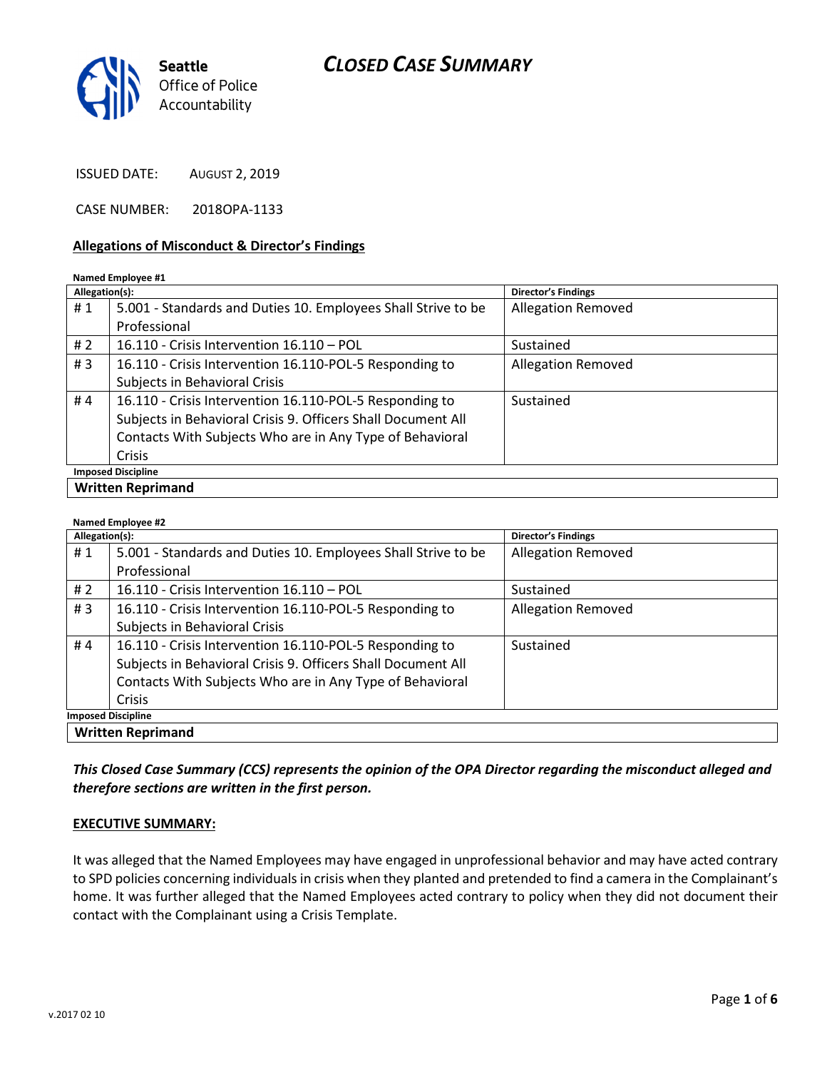Seattle
Office of Police
Accountability

# CLOSED CASE SUMMARY

ISSUED DATE: AUGUST 2, 2019

CASE NUMBER: 2018OPA-1133

### Allegations of Misconduct & Director's Findings

**Named Employee #1**

| Allegation(s): | | Director's Findings |
|---|---|---|
| # 1 | 5.001 - Standards and Duties 10. Employees Shall Strive to be Professional | Allegation Removed |
| # 2 | 16.110 - Crisis Intervention 16.110 – POL | Sustained |
| # 3 | 16.110 - Crisis Intervention 16.110-POL-5 Responding to Subjects in Behavioral Crisis | Allegation Removed |
| # 4 | 16.110 - Crisis Intervention 16.110-POL-5 Responding to Subjects in Behavioral Crisis 9. Officers Shall Document All Contacts With Subjects Who are in Any Type of Behavioral Crisis | Sustained |

**Imposed Discipline**

**Written Reprimand**

**Named Employee #2**

| Allegation(s): | | Director's Findings |
|---|---|---|
| # 1 | 5.001 - Standards and Duties 10. Employees Shall Strive to be Professional | Allegation Removed |
| # 2 | 16.110 - Crisis Intervention 16.110 – POL | Sustained |
| # 3 | 16.110 - Crisis Intervention 16.110-POL-5 Responding to Subjects in Behavioral Crisis | Allegation Removed |
| # 4 | 16.110 - Crisis Intervention 16.110-POL-5 Responding to Subjects in Behavioral Crisis 9. Officers Shall Document All Contacts With Subjects Who are in Any Type of Behavioral Crisis | Sustained |

**Imposed Discipline**

**Written Reprimand**

***This Closed Case Summary (CCS) represents the opinion of the OPA Director regarding the misconduct alleged and therefore sections are written in the first person.***

### EXECUTIVE SUMMARY:

It was alleged that the Named Employees may have engaged in unprofessional behavior and may have acted contrary to SPD policies concerning individuals in crisis when they planted and pretended to find a camera in the Complainant's home. It was further alleged that the Named Employees acted contrary to policy when they did not document their contact with the Complainant using a Crisis Template.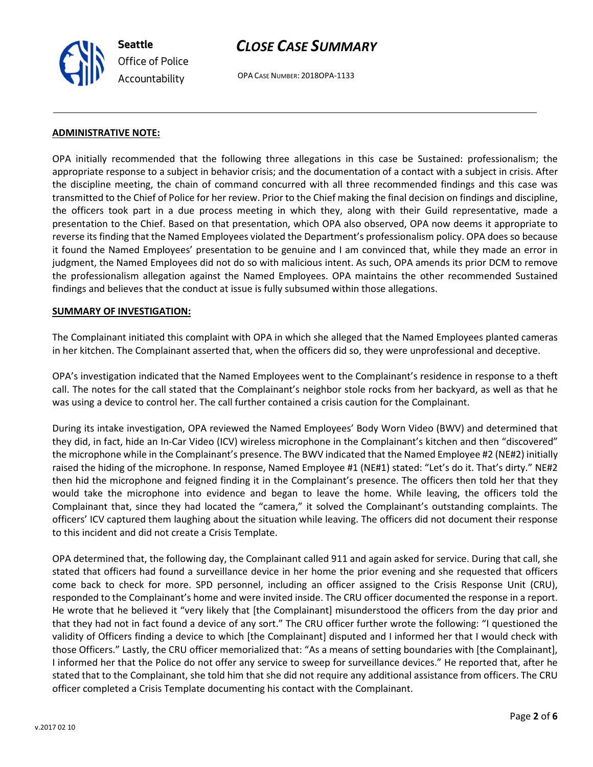**ADMINISTRATIVE NOTE:**

OPA initially recommended that the following three allegations in this case be Sustained: professionalism; the appropriate response to a subject in behavior crisis; and the documentation of a contact with a subject in crisis. After the discipline meeting, the chain of command concurred with all three recommended findings and this case was transmitted to the Chief of Police for her review. Prior to the Chief making the final decision on findings and discipline, the officers took part in a due process meeting in which they, along with their Guild representative, made a presentation to the Chief. Based on that presentation, which OPA also observed, OPA now deems it appropriate to reverse its finding that the Named Employees violated the Department's professionalism policy. OPA does so because it found the Named Employees' presentation to be genuine and I am convinced that, while they made an error in judgment, the Named Employees did not do so with malicious intent. As such, OPA amends its prior DCM to remove the professionalism allegation against the Named Employees. OPA maintains the other recommended Sustained findings and believes that the conduct at issue is fully subsumed within those allegations.

**SUMMARY OF INVESTIGATION:**

The Complainant initiated this complaint with OPA in which she alleged that the Named Employees planted cameras in her kitchen. The Complainant asserted that, when the officers did so, they were unprofessional and deceptive.

OPA's investigation indicated that the Named Employees went to the Complainant's residence in response to a theft call. The notes for the call stated that the Complainant's neighbor stole rocks from her backyard, as well as that he was using a device to control her. The call further contained a crisis caution for the Complainant.

During its intake investigation, OPA reviewed the Named Employees' Body Worn Video (BWV) and determined that they did, in fact, hide an In-Car Video (ICV) wireless microphone in the Complainant's kitchen and then "discovered" the microphone while in the Complainant's presence. The BWV indicated that the Named Employee #2 (NE#2) initially raised the hiding of the microphone. In response, Named Employee #1 (NE#1) stated: "Let's do it. That's dirty." NE#2 then hid the microphone and feigned finding it in the Complainant's presence. The officers then told her that they would take the microphone into evidence and began to leave the home. While leaving, the officers told the Complainant that, since they had located the "camera," it solved the Complainant's outstanding complaints. The officers' ICV captured them laughing about the situation while leaving. The officers did not document their response to this incident and did not create a Crisis Template.

OPA determined that, the following day, the Complainant called 911 and again asked for service. During that call, she stated that officers had found a surveillance device in her home the prior evening and she requested that officers come back to check for more. SPD personnel, including an officer assigned to the Crisis Response Unit (CRU), responded to the Complainant's home and were invited inside. The CRU officer documented the response in a report. He wrote that he believed it "very likely that [the Complainant] misunderstood the officers from the day prior and that they had not in fact found a device of any sort." The CRU officer further wrote the following: "I questioned the validity of Officers finding a device to which [the Complainant] disputed and I informed her that I would check with those Officers." Lastly, the CRU officer memorialized that: "As a means of setting boundaries with [the Complainant], I informed her that the Police do not offer any service to sweep for surveillance devices." He reported that, after he stated that to the Complainant, she told him that she did not require any additional assistance from officers. The CRU officer completed a Crisis Template documenting his contact with the Complainant.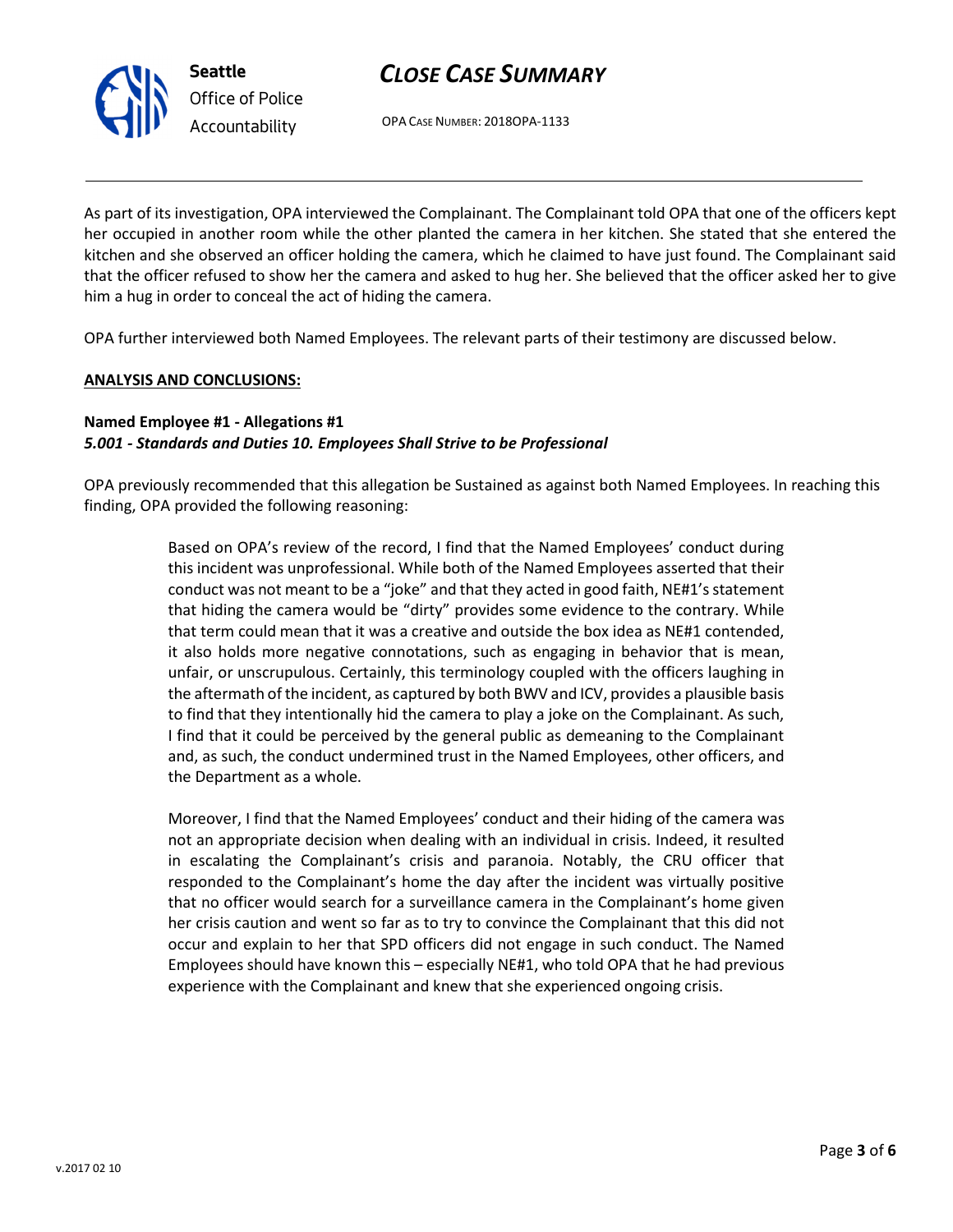As part of its investigation, OPA interviewed the Complainant. The Complainant told OPA that one of the officers kept her occupied in another room while the other planted the camera in her kitchen. She stated that she entered the kitchen and she observed an officer holding the camera, which he claimed to have just found. The Complainant said that the officer refused to show her the camera and asked to hug her. She believed that the officer asked her to give him a hug in order to conceal the act of hiding the camera.

OPA further interviewed both Named Employees. The relevant parts of their testimony are discussed below.

**ANALYSIS AND CONCLUSIONS:**

**Named Employee #1 - Allegations #1**
***5.001 - Standards and Duties 10. Employees Shall Strive to be Professional***

OPA previously recommended that this allegation be Sustained as against both Named Employees. In reaching this finding, OPA provided the following reasoning:

> Based on OPA's review of the record, I find that the Named Employees' conduct during this incident was unprofessional. While both of the Named Employees asserted that their conduct was not meant to be a "joke" and that they acted in good faith, NE#1's statement that hiding the camera would be "dirty" provides some evidence to the contrary. While that term could mean that it was a creative and outside the box idea as NE#1 contended, it also holds more negative connotations, such as engaging in behavior that is mean, unfair, or unscrupulous. Certainly, this terminology coupled with the officers laughing in the aftermath of the incident, as captured by both BWV and ICV, provides a plausible basis to find that they intentionally hid the camera to play a joke on the Complainant. As such, I find that it could be perceived by the general public as demeaning to the Complainant and, as such, the conduct undermined trust in the Named Employees, other officers, and the Department as a whole.
>
> Moreover, I find that the Named Employees' conduct and their hiding of the camera was not an appropriate decision when dealing with an individual in crisis. Indeed, it resulted in escalating the Complainant's crisis and paranoia. Notably, the CRU officer that responded to the Complainant's home the day after the incident was virtually positive that no officer would search for a surveillance camera in the Complainant's home given her crisis caution and went so far as to try to convince the Complainant that this did not occur and explain to her that SPD officers did not engage in such conduct. The Named Employees should have known this – especially NE#1, who told OPA that he had previous experience with the Complainant and knew that she experienced ongoing crisis.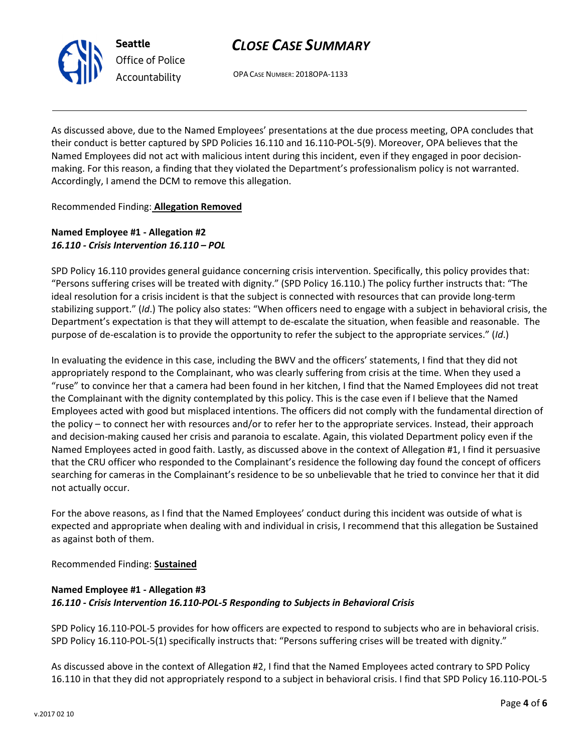As discussed above, due to the Named Employees' presentations at the due process meeting, OPA concludes that their conduct is better captured by SPD Policies 16.110 and 16.110-POL-5(9). Moreover, OPA believes that the Named Employees did not act with malicious intent during this incident, even if they engaged in poor decision-making. For this reason, a finding that they violated the Department's professionalism policy is not warranted. Accordingly, I amend the DCM to remove this allegation.

Recommended Finding: **Allegation Removed**

**Named Employee #1 - Allegation #2**
***16.110 - Crisis Intervention 16.110 – POL***

SPD Policy 16.110 provides general guidance concerning crisis intervention. Specifically, this policy provides that: "Persons suffering crises will be treated with dignity." (SPD Policy 16.110.) The policy further instructs that: "The ideal resolution for a crisis incident is that the subject is connected with resources that can provide long-term stabilizing support." (*Id*.) The policy also states: "When officers need to engage with a subject in behavioral crisis, the Department's expectation is that they will attempt to de-escalate the situation, when feasible and reasonable. The purpose of de-escalation is to provide the opportunity to refer the subject to the appropriate services." (*Id*.)

In evaluating the evidence in this case, including the BWV and the officers' statements, I find that they did not appropriately respond to the Complainant, who was clearly suffering from crisis at the time. When they used a "ruse" to convince her that a camera had been found in her kitchen, I find that the Named Employees did not treat the Complainant with the dignity contemplated by this policy. This is the case even if I believe that the Named Employees acted with good but misplaced intentions. The officers did not comply with the fundamental direction of the policy – to connect her with resources and/or to refer her to the appropriate services. Instead, their approach and decision-making caused her crisis and paranoia to escalate. Again, this violated Department policy even if the Named Employees acted in good faith. Lastly, as discussed above in the context of Allegation #1, I find it persuasive that the CRU officer who responded to the Complainant's residence the following day found the concept of officers searching for cameras in the Complainant's residence to be so unbelievable that he tried to convince her that it did not actually occur.

For the above reasons, as I find that the Named Employees' conduct during this incident was outside of what is expected and appropriate when dealing with and individual in crisis, I recommend that this allegation be Sustained as against both of them.

Recommended Finding: **Sustained**

**Named Employee #1 - Allegation #3**
***16.110 - Crisis Intervention 16.110-POL-5 Responding to Subjects in Behavioral Crisis***

SPD Policy 16.110-POL-5 provides for how officers are expected to respond to subjects who are in behavioral crisis. SPD Policy 16.110-POL-5(1) specifically instructs that: "Persons suffering crises will be treated with dignity."

As discussed above in the context of Allegation #2, I find that the Named Employees acted contrary to SPD Policy 16.110 in that they did not appropriately respond to a subject in behavioral crisis. I find that SPD Policy 16.110-POL-5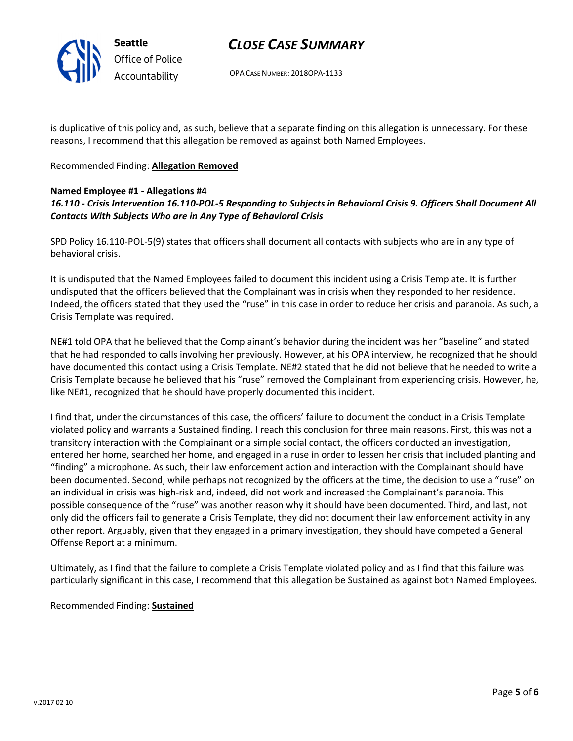is duplicative of this policy and, as such, believe that a separate finding on this allegation is unnecessary. For these reasons, I recommend that this allegation be removed as against both Named Employees.

Recommended Finding: **Allegation Removed**

**Named Employee #1 - Allegations #4**
***16.110 - Crisis Intervention 16.110-POL-5 Responding to Subjects in Behavioral Crisis 9. Officers Shall Document All Contacts With Subjects Who are in Any Type of Behavioral Crisis***

SPD Policy 16.110-POL-5(9) states that officers shall document all contacts with subjects who are in any type of behavioral crisis.

It is undisputed that the Named Employees failed to document this incident using a Crisis Template. It is further undisputed that the officers believed that the Complainant was in crisis when they responded to her residence. Indeed, the officers stated that they used the "ruse" in this case in order to reduce her crisis and paranoia. As such, a Crisis Template was required.

NE#1 told OPA that he believed that the Complainant's behavior during the incident was her "baseline" and stated that he had responded to calls involving her previously. However, at his OPA interview, he recognized that he should have documented this contact using a Crisis Template. NE#2 stated that he did not believe that he needed to write a Crisis Template because he believed that his "ruse" removed the Complainant from experiencing crisis. However, he, like NE#1, recognized that he should have properly documented this incident.

I find that, under the circumstances of this case, the officers' failure to document the conduct in a Crisis Template violated policy and warrants a Sustained finding. I reach this conclusion for three main reasons. First, this was not a transitory interaction with the Complainant or a simple social contact, the officers conducted an investigation, entered her home, searched her home, and engaged in a ruse in order to lessen her crisis that included planting and "finding" a microphone. As such, their law enforcement action and interaction with the Complainant should have been documented. Second, while perhaps not recognized by the officers at the time, the decision to use a "ruse" on an individual in crisis was high-risk and, indeed, did not work and increased the Complainant's paranoia. This possible consequence of the "ruse" was another reason why it should have been documented. Third, and last, not only did the officers fail to generate a Crisis Template, they did not document their law enforcement activity in any other report. Arguably, given that they engaged in a primary investigation, they should have competed a General Offense Report at a minimum.

Ultimately, as I find that the failure to complete a Crisis Template violated policy and as I find that this failure was particularly significant in this case, I recommend that this allegation be Sustained as against both Named Employees.

Recommended Finding: **Sustained**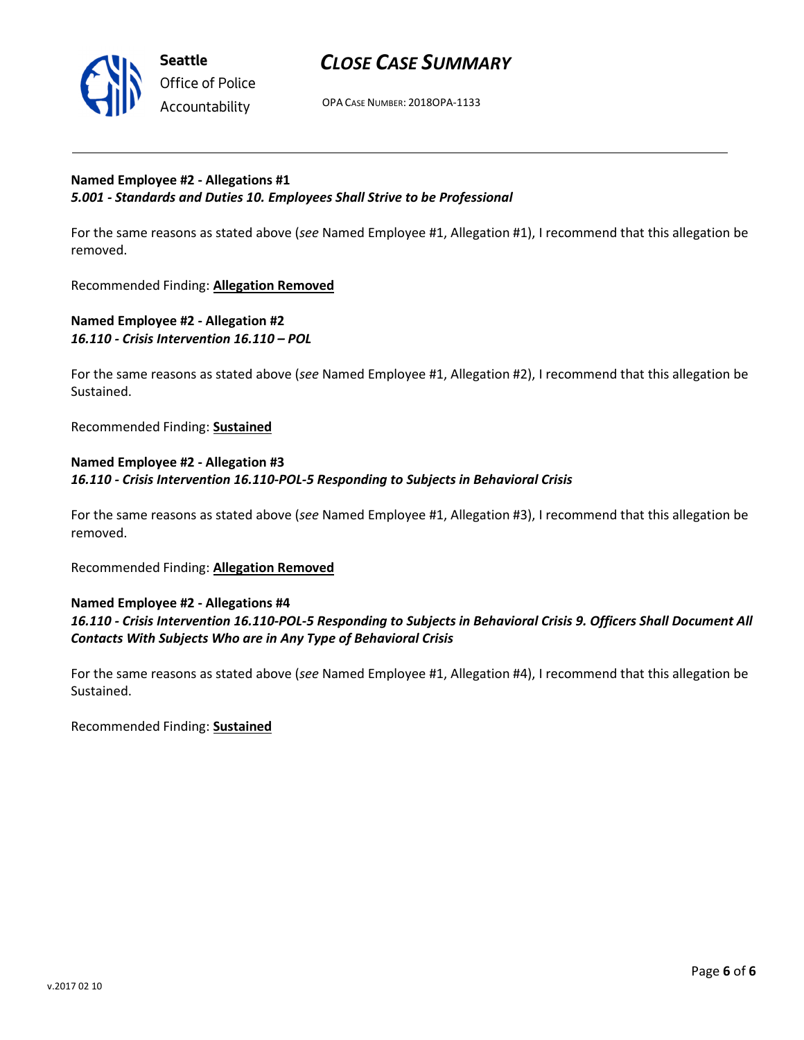**Named Employee #2 - Allegations #1**
***5.001 - Standards and Duties 10. Employees Shall Strive to be Professional***

For the same reasons as stated above (*see* Named Employee #1, Allegation #1), I recommend that this allegation be removed.

Recommended Finding: **Allegation Removed**

**Named Employee #2 - Allegation #2**
***16.110 - Crisis Intervention 16.110 – POL***

For the same reasons as stated above (*see* Named Employee #1, Allegation #2), I recommend that this allegation be Sustained.

Recommended Finding: **Sustained**

**Named Employee #2 - Allegation #3**
***16.110 - Crisis Intervention 16.110-POL-5 Responding to Subjects in Behavioral Crisis***

For the same reasons as stated above (*see* Named Employee #1, Allegation #3), I recommend that this allegation be removed.

Recommended Finding: **Allegation Removed**

**Named Employee #2 - Allegations #4**
***16.110 - Crisis Intervention 16.110-POL-5 Responding to Subjects in Behavioral Crisis 9. Officers Shall Document All Contacts With Subjects Who are in Any Type of Behavioral Crisis***

For the same reasons as stated above (*see* Named Employee #1, Allegation #4), I recommend that this allegation be Sustained.

Recommended Finding: **Sustained**